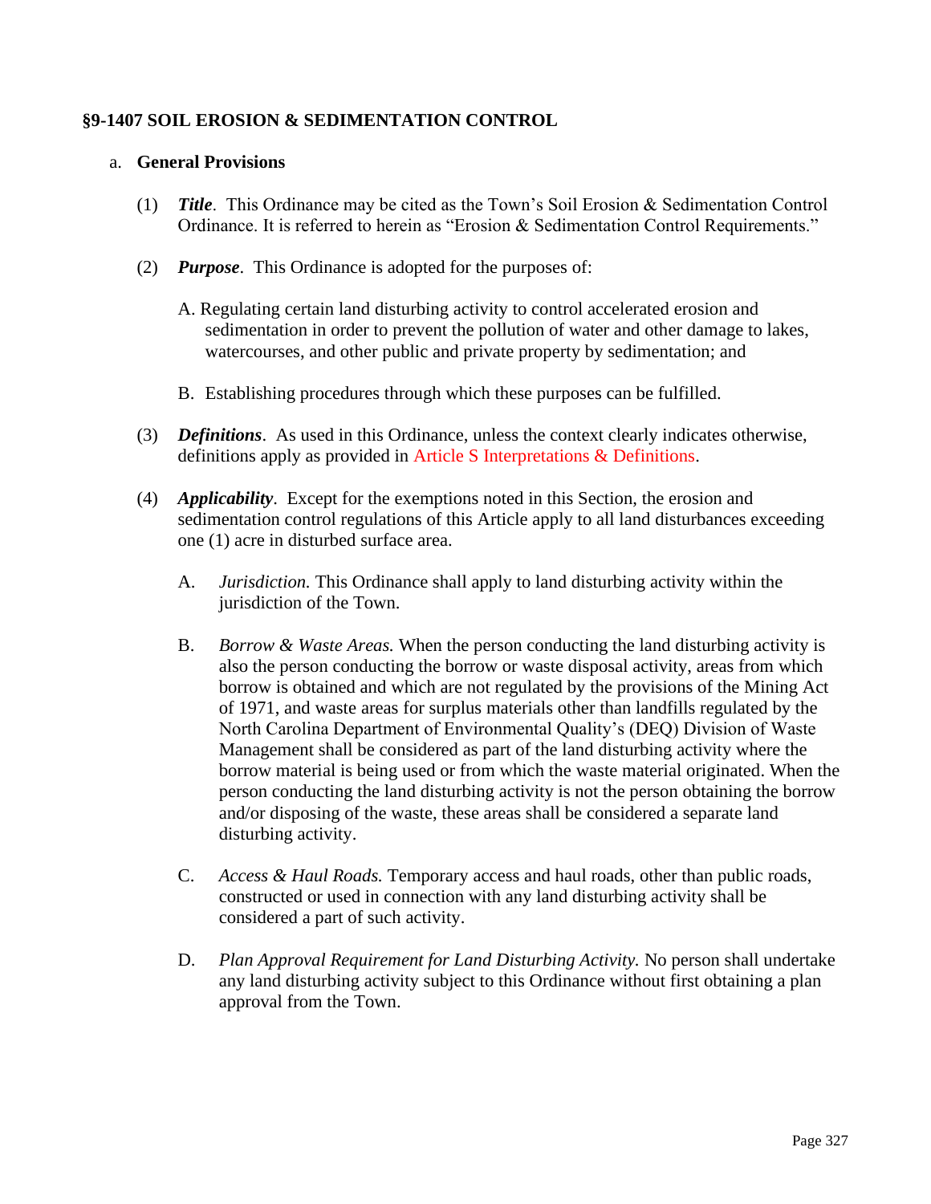## §9-1407 SOIL EROSION & SEDIMENTATION CONTROL

a. **General Provisions**

(1) ***Title***. This Ordinance may be cited as the Town's Soil Erosion & Sedimentation Control Ordinance. It is referred to herein as "Erosion & Sedimentation Control Requirements."

(2) ***Purpose***. This Ordinance is adopted for the purposes of:

A. Regulating certain land disturbing activity to control accelerated erosion and sedimentation in order to prevent the pollution of water and other damage to lakes, watercourses, and other public and private property by sedimentation; and

B. Establishing procedures through which these purposes can be fulfilled.

(3) ***Definitions***. As used in this Ordinance, unless the context clearly indicates otherwise, definitions apply as provided in Article S Interpretations & Definitions.

(4) ***Applicability***. Except for the exemptions noted in this Section, the erosion and sedimentation control regulations of this Article apply to all land disturbances exceeding one (1) acre in disturbed surface area.

A. *Jurisdiction.* This Ordinance shall apply to land disturbing activity within the jurisdiction of the Town.

B. *Borrow & Waste Areas.* When the person conducting the land disturbing activity is also the person conducting the borrow or waste disposal activity, areas from which borrow is obtained and which are not regulated by the provisions of the Mining Act of 1971, and waste areas for surplus materials other than landfills regulated by the North Carolina Department of Environmental Quality's (DEQ) Division of Waste Management shall be considered as part of the land disturbing activity where the borrow material is being used or from which the waste material originated. When the person conducting the land disturbing activity is not the person obtaining the borrow and/or disposing of the waste, these areas shall be considered a separate land disturbing activity.

C. *Access & Haul Roads.* Temporary access and haul roads, other than public roads, constructed or used in connection with any land disturbing activity shall be considered a part of such activity.

D. *Plan Approval Requirement for Land Disturbing Activity.* No person shall undertake any land disturbing activity subject to this Ordinance without first obtaining a plan approval from the Town.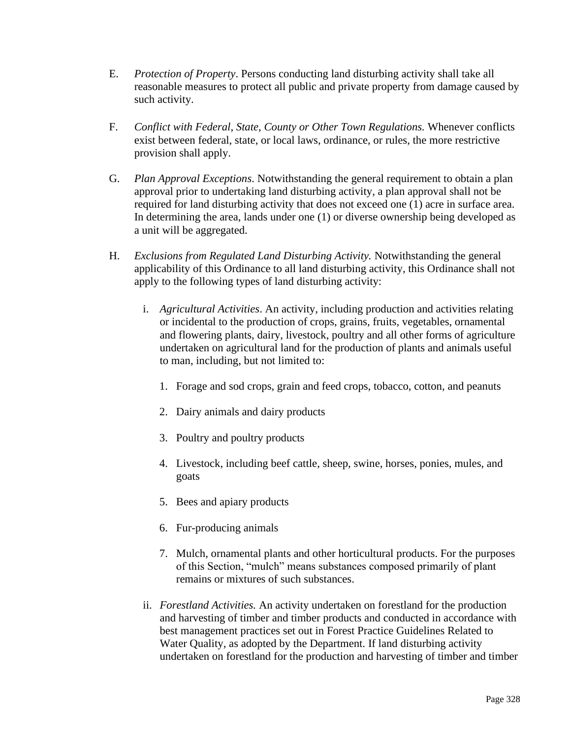E. *Protection of Property*. Persons conducting land disturbing activity shall take all reasonable measures to protect all public and private property from damage caused by such activity.

F. *Conflict with Federal, State, County or Other Town Regulations.* Whenever conflicts exist between federal, state, or local laws, ordinance, or rules, the more restrictive provision shall apply.

G. *Plan Approval Exceptions*. Notwithstanding the general requirement to obtain a plan approval prior to undertaking land disturbing activity, a plan approval shall not be required for land disturbing activity that does not exceed one (1) acre in surface area. In determining the area, lands under one (1) or diverse ownership being developed as a unit will be aggregated.

H. *Exclusions from Regulated Land Disturbing Activity.* Notwithstanding the general applicability of this Ordinance to all land disturbing activity, this Ordinance shall not apply to the following types of land disturbing activity:

   i. *Agricultural Activities*. An activity, including production and activities relating or incidental to the production of crops, grains, fruits, vegetables, ornamental and flowering plants, dairy, livestock, poultry and all other forms of agriculture undertaken on agricultural land for the production of plants and animals useful to man, including, but not limited to:

      1. Forage and sod crops, grain and feed crops, tobacco, cotton, and peanuts

      2. Dairy animals and dairy products

      3. Poultry and poultry products

      4. Livestock, including beef cattle, sheep, swine, horses, ponies, mules, and goats

      5. Bees and apiary products

      6. Fur-producing animals

      7. Mulch, ornamental plants and other horticultural products. For the purposes of this Section, "mulch" means substances composed primarily of plant remains or mixtures of such substances.

   ii. *Forestland Activities.* An activity undertaken on forestland for the production and harvesting of timber and timber products and conducted in accordance with best management practices set out in Forest Practice Guidelines Related to Water Quality, as adopted by the Department. If land disturbing activity undertaken on forestland for the production and harvesting of timber and timber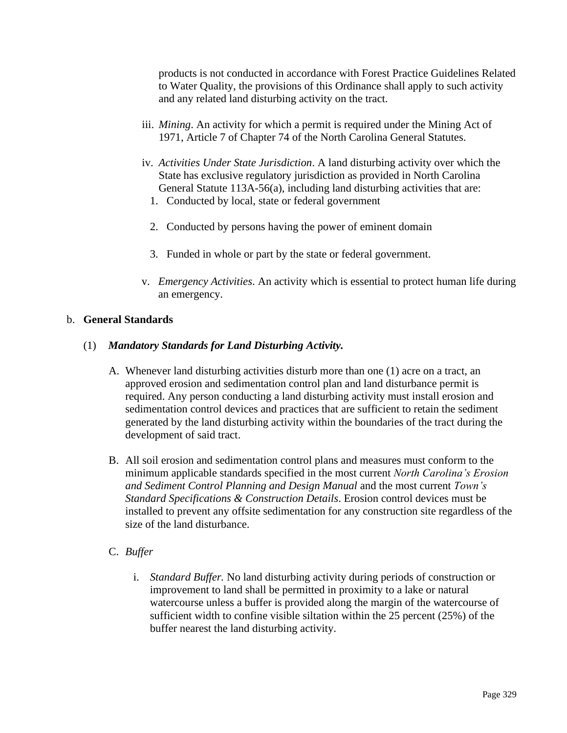products is not conducted in accordance with Forest Practice Guidelines Related to Water Quality, the provisions of this Ordinance shall apply to such activity and any related land disturbing activity on the tract.

iii. *Mining*. An activity for which a permit is required under the Mining Act of 1971, Article 7 of Chapter 74 of the North Carolina General Statutes.

iv. *Activities Under State Jurisdiction*. A land disturbing activity over which the State has exclusive regulatory jurisdiction as provided in North Carolina General Statute 113A-56(a), including land disturbing activities that are:

1. Conducted by local, state or federal government
2. Conducted by persons having the power of eminent domain
3. Funded in whole or part by the state or federal government.

v. *Emergency Activities*. An activity which is essential to protect human life during an emergency.

b. **General Standards**

(1) ***Mandatory Standards for Land Disturbing Activity.***

A. Whenever land disturbing activities disturb more than one (1) acre on a tract, an approved erosion and sedimentation control plan and land disturbance permit is required. Any person conducting a land disturbing activity must install erosion and sedimentation control devices and practices that are sufficient to retain the sediment generated by the land disturbing activity within the boundaries of the tract during the development of said tract.

B. All soil erosion and sedimentation control plans and measures must conform to the minimum applicable standards specified in the most current *North Carolina's Erosion and Sediment Control Planning and Design Manual* and the most current *Town's Standard Specifications & Construction Details*. Erosion control devices must be installed to prevent any offsite sedimentation for any construction site regardless of the size of the land disturbance.

C. *Buffer*

i. *Standard Buffer.* No land disturbing activity during periods of construction or improvement to land shall be permitted in proximity to a lake or natural watercourse unless a buffer is provided along the margin of the watercourse of sufficient width to confine visible siltation within the 25 percent (25%) of the buffer nearest the land disturbing activity.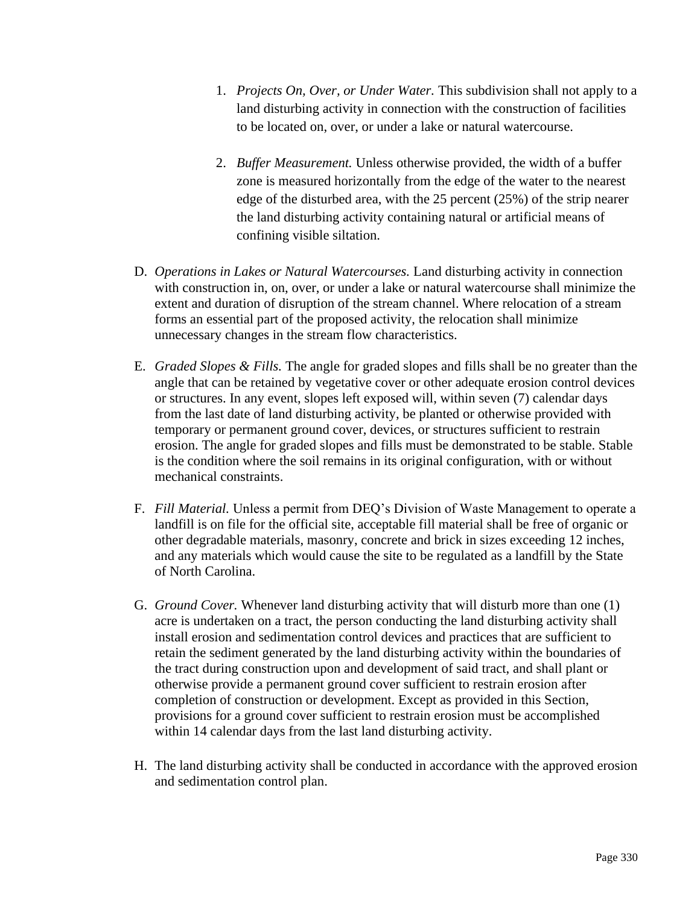1. *Projects On, Over, or Under Water.* This subdivision shall not apply to a land disturbing activity in connection with the construction of facilities to be located on, over, or under a lake or natural watercourse.

2. *Buffer Measurement.* Unless otherwise provided, the width of a buffer zone is measured horizontally from the edge of the water to the nearest edge of the disturbed area, with the 25 percent (25%) of the strip nearer the land disturbing activity containing natural or artificial means of confining visible siltation.

D. *Operations in Lakes or Natural Watercourses.* Land disturbing activity in connection with construction in, on, over, or under a lake or natural watercourse shall minimize the extent and duration of disruption of the stream channel. Where relocation of a stream forms an essential part of the proposed activity, the relocation shall minimize unnecessary changes in the stream flow characteristics.

E. *Graded Slopes & Fills.* The angle for graded slopes and fills shall be no greater than the angle that can be retained by vegetative cover or other adequate erosion control devices or structures. In any event, slopes left exposed will, within seven (7) calendar days from the last date of land disturbing activity, be planted or otherwise provided with temporary or permanent ground cover, devices, or structures sufficient to restrain erosion. The angle for graded slopes and fills must be demonstrated to be stable. Stable is the condition where the soil remains in its original configuration, with or without mechanical constraints.

F. *Fill Material.* Unless a permit from DEQ's Division of Waste Management to operate a landfill is on file for the official site, acceptable fill material shall be free of organic or other degradable materials, masonry, concrete and brick in sizes exceeding 12 inches, and any materials which would cause the site to be regulated as a landfill by the State of North Carolina.

G. *Ground Cover.* Whenever land disturbing activity that will disturb more than one (1) acre is undertaken on a tract, the person conducting the land disturbing activity shall install erosion and sedimentation control devices and practices that are sufficient to retain the sediment generated by the land disturbing activity within the boundaries of the tract during construction upon and development of said tract, and shall plant or otherwise provide a permanent ground cover sufficient to restrain erosion after completion of construction or development. Except as provided in this Section, provisions for a ground cover sufficient to restrain erosion must be accomplished within 14 calendar days from the last land disturbing activity.

H. The land disturbing activity shall be conducted in accordance with the approved erosion and sedimentation control plan.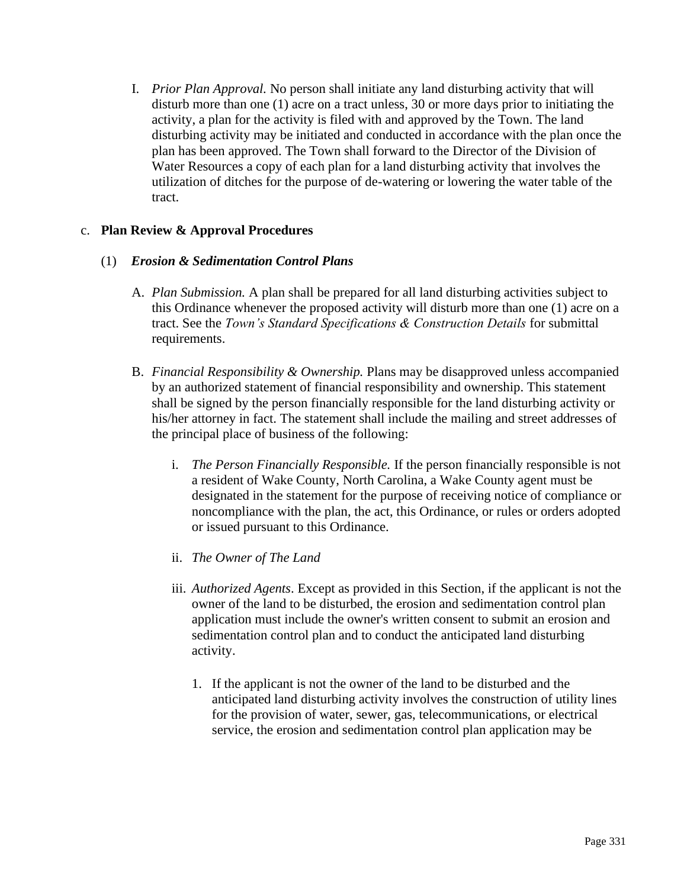I. *Prior Plan Approval.* No person shall initiate any land disturbing activity that will disturb more than one (1) acre on a tract unless, 30 or more days prior to initiating the activity, a plan for the activity is filed with and approved by the Town. The land disturbing activity may be initiated and conducted in accordance with the plan once the plan has been approved. The Town shall forward to the Director of the Division of Water Resources a copy of each plan for a land disturbing activity that involves the utilization of ditches for the purpose of de-watering or lowering the water table of the tract.

c. **Plan Review & Approval Procedures**

(1) ***Erosion & Sedimentation Control Plans***

A. *Plan Submission.* A plan shall be prepared for all land disturbing activities subject to this Ordinance whenever the proposed activity will disturb more than one (1) acre on a tract. See the *Town's Standard Specifications & Construction Details* for submittal requirements.

B. *Financial Responsibility & Ownership.* Plans may be disapproved unless accompanied by an authorized statement of financial responsibility and ownership. This statement shall be signed by the person financially responsible for the land disturbing activity or his/her attorney in fact. The statement shall include the mailing and street addresses of the principal place of business of the following:

i. *The Person Financially Responsible.* If the person financially responsible is not a resident of Wake County, North Carolina, a Wake County agent must be designated in the statement for the purpose of receiving notice of compliance or noncompliance with the plan, the act, this Ordinance, or rules or orders adopted or issued pursuant to this Ordinance.

ii. *The Owner of The Land*

iii. *Authorized Agents*. Except as provided in this Section, if the applicant is not the owner of the land to be disturbed, the erosion and sedimentation control plan application must include the owner's written consent to submit an erosion and sedimentation control plan and to conduct the anticipated land disturbing activity.

1. If the applicant is not the owner of the land to be disturbed and the anticipated land disturbing activity involves the construction of utility lines for the provision of water, sewer, gas, telecommunications, or electrical service, the erosion and sedimentation control plan application may be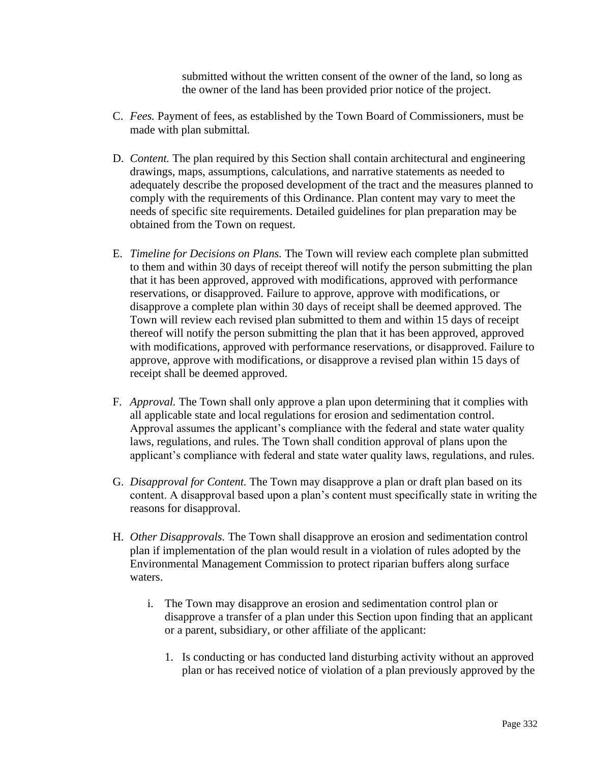submitted without the written consent of the owner of the land, so long as the owner of the land has been provided prior notice of the project.

C. *Fees.* Payment of fees, as established by the Town Board of Commissioners, must be made with plan submittal.

D. *Content.* The plan required by this Section shall contain architectural and engineering drawings, maps, assumptions, calculations, and narrative statements as needed to adequately describe the proposed development of the tract and the measures planned to comply with the requirements of this Ordinance. Plan content may vary to meet the needs of specific site requirements. Detailed guidelines for plan preparation may be obtained from the Town on request.

E. *Timeline for Decisions on Plans.* The Town will review each complete plan submitted to them and within 30 days of receipt thereof will notify the person submitting the plan that it has been approved, approved with modifications, approved with performance reservations, or disapproved. Failure to approve, approve with modifications, or disapprove a complete plan within 30 days of receipt shall be deemed approved. The Town will review each revised plan submitted to them and within 15 days of receipt thereof will notify the person submitting the plan that it has been approved, approved with modifications, approved with performance reservations, or disapproved. Failure to approve, approve with modifications, or disapprove a revised plan within 15 days of receipt shall be deemed approved.

F. *Approval.* The Town shall only approve a plan upon determining that it complies with all applicable state and local regulations for erosion and sedimentation control. Approval assumes the applicant's compliance with the federal and state water quality laws, regulations, and rules. The Town shall condition approval of plans upon the applicant's compliance with federal and state water quality laws, regulations, and rules.

G. *Disapproval for Content.* The Town may disapprove a plan or draft plan based on its content. A disapproval based upon a plan's content must specifically state in writing the reasons for disapproval.

H. *Other Disapprovals.* The Town shall disapprove an erosion and sedimentation control plan if implementation of the plan would result in a violation of rules adopted by the Environmental Management Commission to protect riparian buffers along surface waters.

   i. The Town may disapprove an erosion and sedimentation control plan or disapprove a transfer of a plan under this Section upon finding that an applicant or a parent, subsidiary, or other affiliate of the applicant:

      1. Is conducting or has conducted land disturbing activity without an approved plan or has received notice of violation of a plan previously approved by the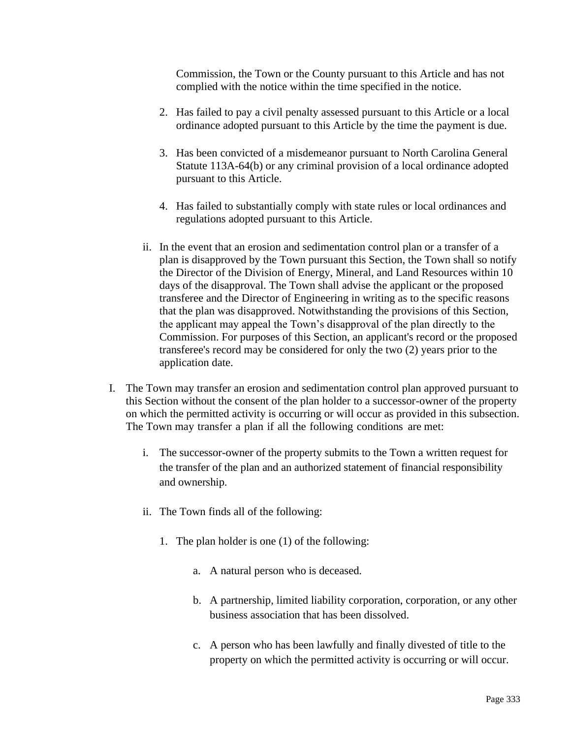Commission, the Town or the County pursuant to this Article and has not complied with the notice within the time specified in the notice.

2. Has failed to pay a civil penalty assessed pursuant to this Article or a local ordinance adopted pursuant to this Article by the time the payment is due.

3. Has been convicted of a misdemeanor pursuant to North Carolina General Statute 113A-64(b) or any criminal provision of a local ordinance adopted pursuant to this Article.

4. Has failed to substantially comply with state rules or local ordinances and regulations adopted pursuant to this Article.

ii. In the event that an erosion and sedimentation control plan or a transfer of a plan is disapproved by the Town pursuant this Section, the Town shall so notify the Director of the Division of Energy, Mineral, and Land Resources within 10 days of the disapproval. The Town shall advise the applicant or the proposed transferee and the Director of Engineering in writing as to the specific reasons that the plan was disapproved. Notwithstanding the provisions of this Section, the applicant may appeal the Town's disapproval of the plan directly to the Commission. For purposes of this Section, an applicant's record or the proposed transferee's record may be considered for only the two (2) years prior to the application date.

I. The Town may transfer an erosion and sedimentation control plan approved pursuant to this Section without the consent of the plan holder to a successor-owner of the property on which the permitted activity is occurring or will occur as provided in this subsection. The Town may transfer a plan if all the following conditions are met:

   i. The successor-owner of the property submits to the Town a written request for the transfer of the plan and an authorized statement of financial responsibility and ownership.

   ii. The Town finds all of the following:

      1. The plan holder is one (1) of the following:

         a. A natural person who is deceased.

         b. A partnership, limited liability corporation, corporation, or any other business association that has been dissolved.

         c. A person who has been lawfully and finally divested of title to the property on which the permitted activity is occurring or will occur.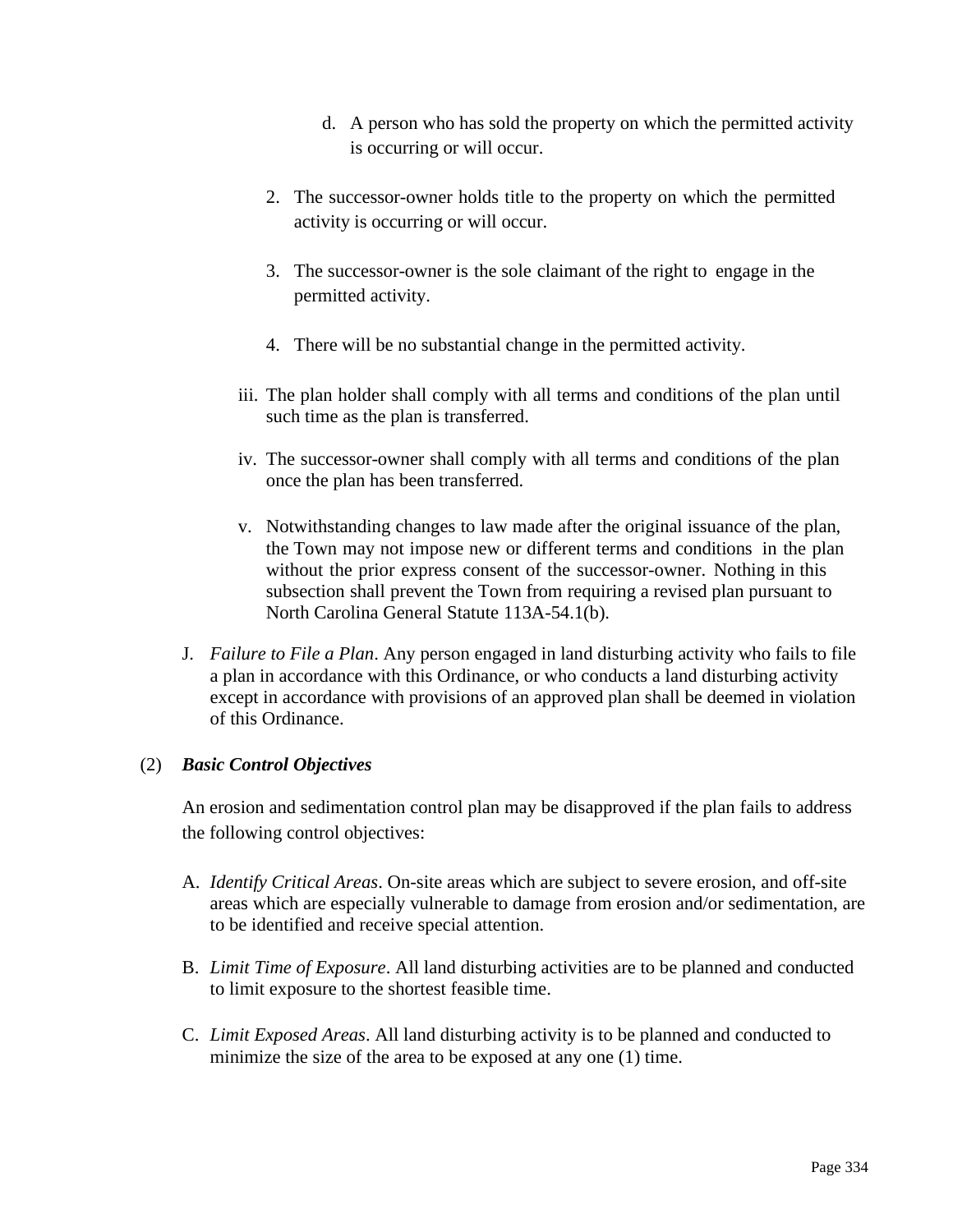d. A person who has sold the property on which the permitted activity is occurring or will occur.

2. The successor-owner holds title to the property on which the permitted activity is occurring or will occur.

3. The successor-owner is the sole claimant of the right to engage in the permitted activity.

4. There will be no substantial change in the permitted activity.

iii. The plan holder shall comply with all terms and conditions of the plan until such time as the plan is transferred.

iv. The successor-owner shall comply with all terms and conditions of the plan once the plan has been transferred.

v. Notwithstanding changes to law made after the original issuance of the plan, the Town may not impose new or different terms and conditions in the plan without the prior express consent of the successor-owner. Nothing in this subsection shall prevent the Town from requiring a revised plan pursuant to North Carolina General Statute 113A-54.1(b).

J. *Failure to File a Plan*. Any person engaged in land disturbing activity who fails to file a plan in accordance with this Ordinance, or who conducts a land disturbing activity except in accordance with provisions of an approved plan shall be deemed in violation of this Ordinance.

(2) ***Basic Control Objectives***

An erosion and sedimentation control plan may be disapproved if the plan fails to address the following control objectives:

A. *Identify Critical Areas*. On-site areas which are subject to severe erosion, and off-site areas which are especially vulnerable to damage from erosion and/or sedimentation, are to be identified and receive special attention.

B. *Limit Time of Exposure*. All land disturbing activities are to be planned and conducted to limit exposure to the shortest feasible time.

C. *Limit Exposed Areas*. All land disturbing activity is to be planned and conducted to minimize the size of the area to be exposed at any one (1) time.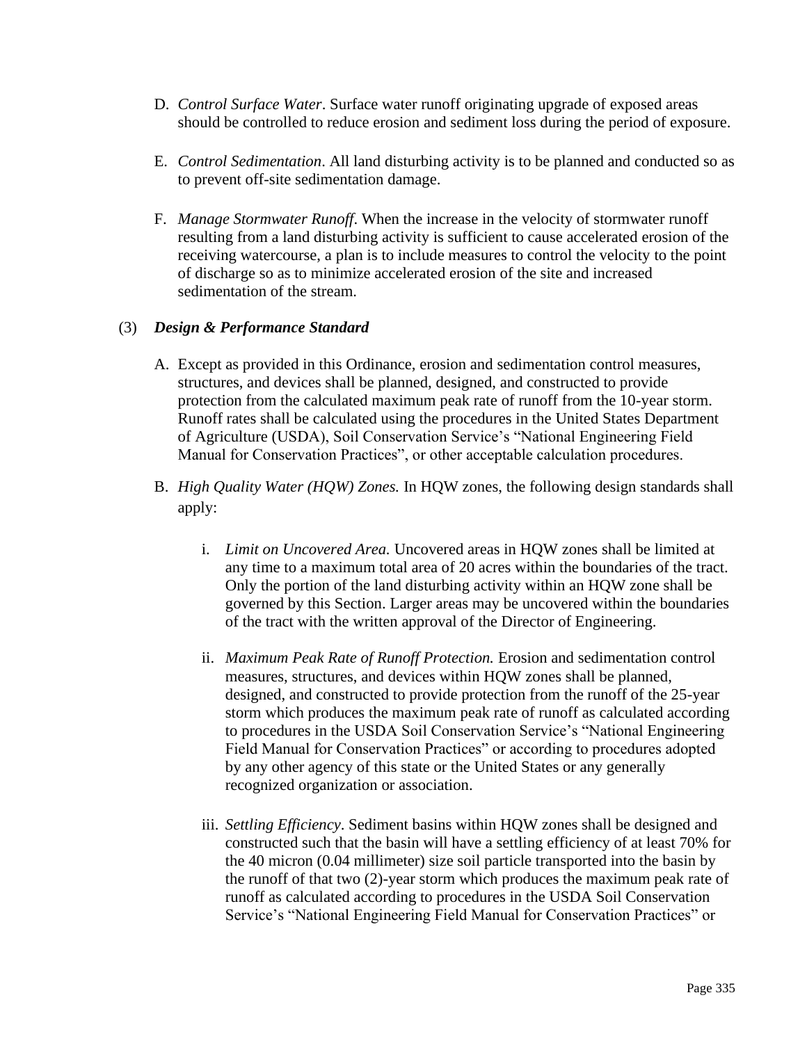D. *Control Surface Water*. Surface water runoff originating upgrade of exposed areas should be controlled to reduce erosion and sediment loss during the period of exposure.

E. *Control Sedimentation*. All land disturbing activity is to be planned and conducted so as to prevent off-site sedimentation damage.

F. *Manage Stormwater Runoff*. When the increase in the velocity of stormwater runoff resulting from a land disturbing activity is sufficient to cause accelerated erosion of the receiving watercourse, a plan is to include measures to control the velocity to the point of discharge so as to minimize accelerated erosion of the site and increased sedimentation of the stream.

(3) ***Design & Performance Standard***

A. Except as provided in this Ordinance, erosion and sedimentation control measures, structures, and devices shall be planned, designed, and constructed to provide protection from the calculated maximum peak rate of runoff from the 10-year storm. Runoff rates shall be calculated using the procedures in the United States Department of Agriculture (USDA), Soil Conservation Service's "National Engineering Field Manual for Conservation Practices", or other acceptable calculation procedures.

B. *High Quality Water (HQW) Zones.* In HQW zones, the following design standards shall apply:

i. *Limit on Uncovered Area.* Uncovered areas in HQW zones shall be limited at any time to a maximum total area of 20 acres within the boundaries of the tract. Only the portion of the land disturbing activity within an HQW zone shall be governed by this Section. Larger areas may be uncovered within the boundaries of the tract with the written approval of the Director of Engineering.

ii. *Maximum Peak Rate of Runoff Protection.* Erosion and sedimentation control measures, structures, and devices within HQW zones shall be planned, designed, and constructed to provide protection from the runoff of the 25-year storm which produces the maximum peak rate of runoff as calculated according to procedures in the USDA Soil Conservation Service's "National Engineering Field Manual for Conservation Practices" or according to procedures adopted by any other agency of this state or the United States or any generally recognized organization or association.

iii. *Settling Efficiency*. Sediment basins within HQW zones shall be designed and constructed such that the basin will have a settling efficiency of at least 70% for the 40 micron (0.04 millimeter) size soil particle transported into the basin by the runoff of that two (2)-year storm which produces the maximum peak rate of runoff as calculated according to procedures in the USDA Soil Conservation Service's "National Engineering Field Manual for Conservation Practices" or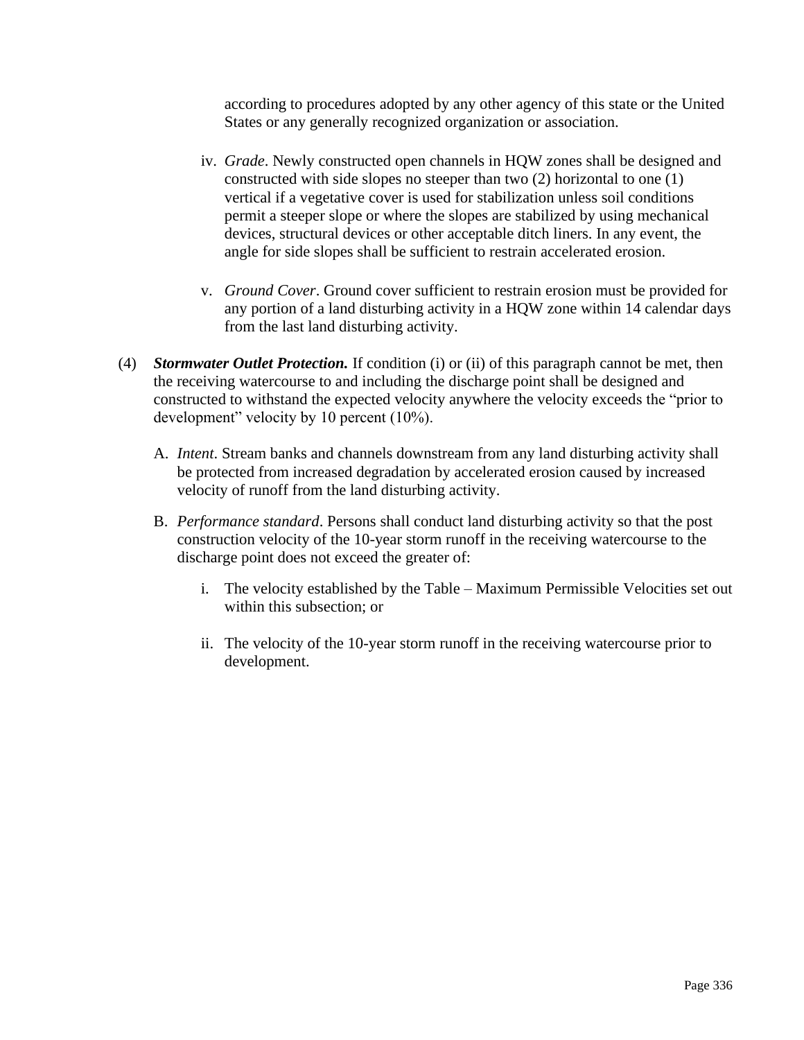according to procedures adopted by any other agency of this state or the United States or any generally recognized organization or association.

iv. *Grade*. Newly constructed open channels in HQW zones shall be designed and constructed with side slopes no steeper than two (2) horizontal to one (1) vertical if a vegetative cover is used for stabilization unless soil conditions permit a steeper slope or where the slopes are stabilized by using mechanical devices, structural devices or other acceptable ditch liners. In any event, the angle for side slopes shall be sufficient to restrain accelerated erosion.

v. *Ground Cover*. Ground cover sufficient to restrain erosion must be provided for any portion of a land disturbing activity in a HQW zone within 14 calendar days from the last land disturbing activity.

(4) ***Stormwater Outlet Protection.*** If condition (i) or (ii) of this paragraph cannot be met, then the receiving watercourse to and including the discharge point shall be designed and constructed to withstand the expected velocity anywhere the velocity exceeds the "prior to development" velocity by 10 percent (10%).

A. *Intent*. Stream banks and channels downstream from any land disturbing activity shall be protected from increased degradation by accelerated erosion caused by increased velocity of runoff from the land disturbing activity.

B. *Performance standard*. Persons shall conduct land disturbing activity so that the post construction velocity of the 10-year storm runoff in the receiving watercourse to the discharge point does not exceed the greater of:

i. The velocity established by the Table – Maximum Permissible Velocities set out within this subsection; or

ii. The velocity of the 10-year storm runoff in the receiving watercourse prior to development.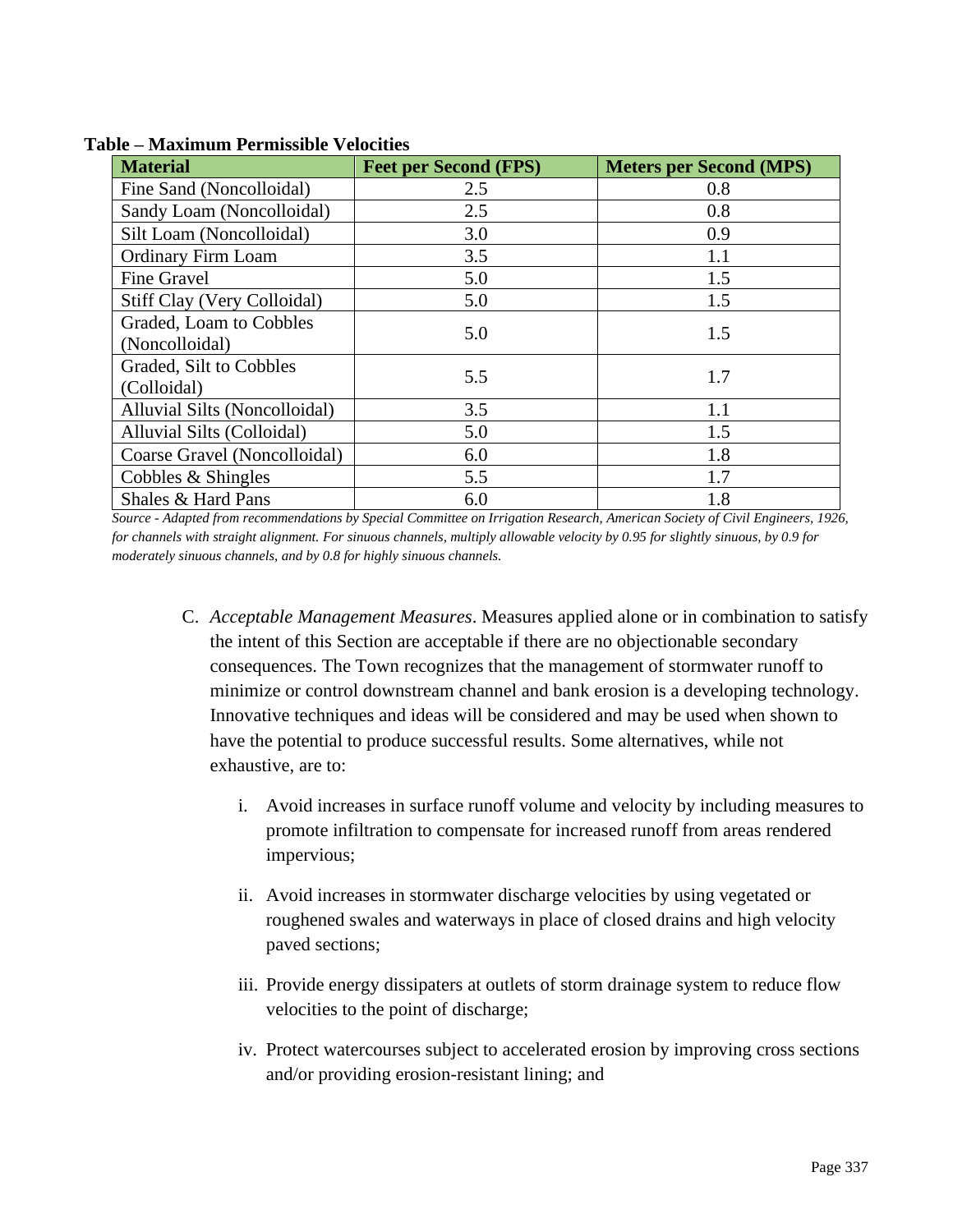**Table – Maximum Permissible Velocities**

| Material | Feet per Second (FPS) | Meters per Second (MPS) |
|---|---|---|
| Fine Sand (Noncolloidal) | 2.5 | 0.8 |
| Sandy Loam (Noncolloidal) | 2.5 | 0.8 |
| Silt Loam (Noncolloidal) | 3.0 | 0.9 |
| Ordinary Firm Loam | 3.5 | 1.1 |
| Fine Gravel | 5.0 | 1.5 |
| Stiff Clay (Very Colloidal) | 5.0 | 1.5 |
| Graded, Loam to Cobbles (Noncolloidal) | 5.0 | 1.5 |
| Graded, Silt to Cobbles (Colloidal) | 5.5 | 1.7 |
| Alluvial Silts (Noncolloidal) | 3.5 | 1.1 |
| Alluvial Silts (Colloidal) | 5.0 | 1.5 |
| Coarse Gravel (Noncolloidal) | 6.0 | 1.8 |
| Cobbles & Shingles | 5.5 | 1.7 |
| Shales & Hard Pans | 6.0 | 1.8 |

*Source - Adapted from recommendations by Special Committee on Irrigation Research, American Society of Civil Engineers, 1926, for channels with straight alignment. For sinuous channels, multiply allowable velocity by 0.95 for slightly sinuous, by 0.9 for moderately sinuous channels, and by 0.8 for highly sinuous channels.*

C. *Acceptable Management Measures*. Measures applied alone or in combination to satisfy the intent of this Section are acceptable if there are no objectionable secondary consequences. The Town recognizes that the management of stormwater runoff to minimize or control downstream channel and bank erosion is a developing technology. Innovative techniques and ideas will be considered and may be used when shown to have the potential to produce successful results. Some alternatives, while not exhaustive, are to:

   i. Avoid increases in surface runoff volume and velocity by including measures to promote infiltration to compensate for increased runoff from areas rendered impervious;

   ii. Avoid increases in stormwater discharge velocities by using vegetated or roughened swales and waterways in place of closed drains and high velocity paved sections;

   iii. Provide energy dissipaters at outlets of storm drainage system to reduce flow velocities to the point of discharge;

   iv. Protect watercourses subject to accelerated erosion by improving cross sections and/or providing erosion-resistant lining; and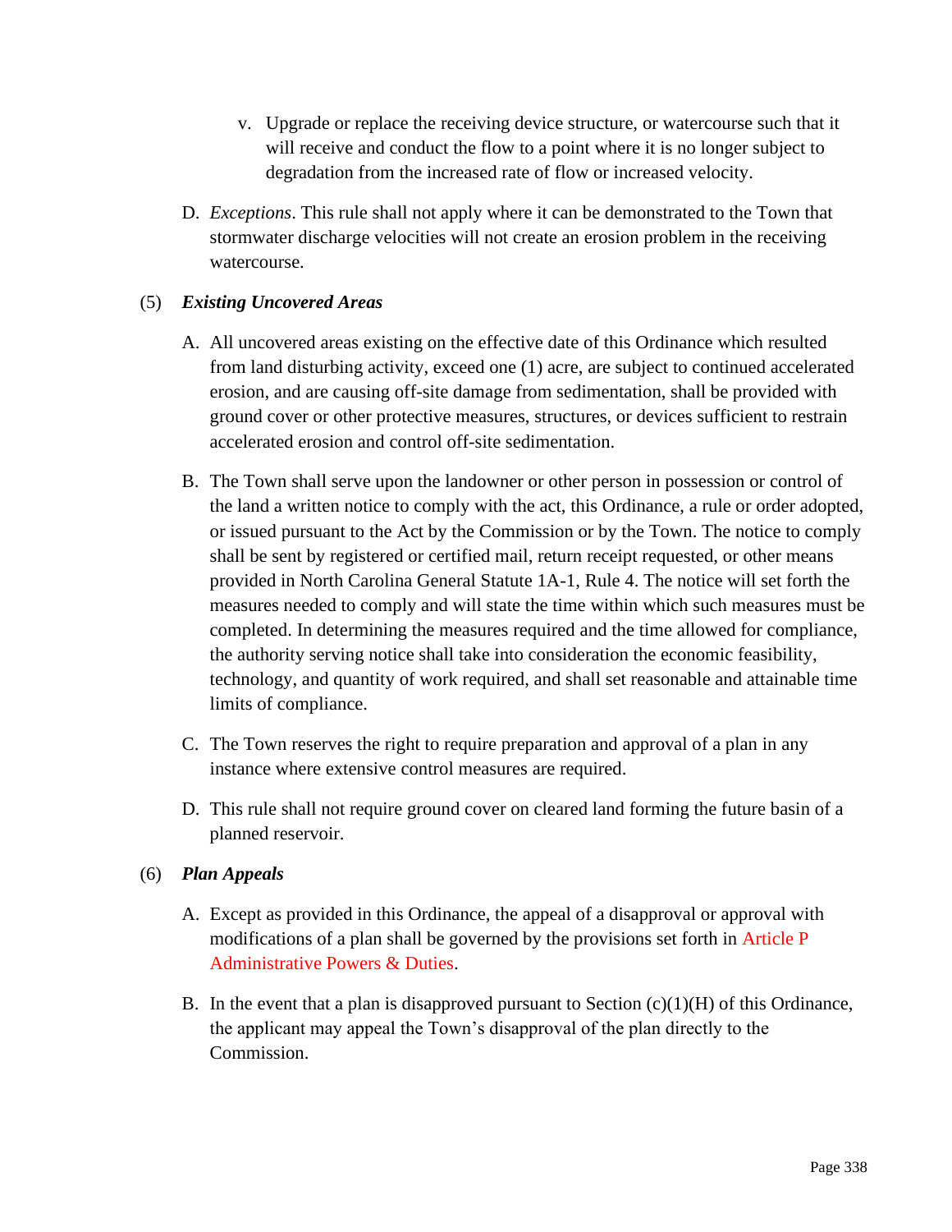v. Upgrade or replace the receiving device structure, or watercourse such that it will receive and conduct the flow to a point where it is no longer subject to degradation from the increased rate of flow or increased velocity.

D. *Exceptions*. This rule shall not apply where it can be demonstrated to the Town that stormwater discharge velocities will not create an erosion problem in the receiving watercourse.

(5) ***Existing Uncovered Areas***

A. All uncovered areas existing on the effective date of this Ordinance which resulted from land disturbing activity, exceed one (1) acre, are subject to continued accelerated erosion, and are causing off-site damage from sedimentation, shall be provided with ground cover or other protective measures, structures, or devices sufficient to restrain accelerated erosion and control off-site sedimentation.

B. The Town shall serve upon the landowner or other person in possession or control of the land a written notice to comply with the act, this Ordinance, a rule or order adopted, or issued pursuant to the Act by the Commission or by the Town. The notice to comply shall be sent by registered or certified mail, return receipt requested, or other means provided in North Carolina General Statute 1A-1, Rule 4. The notice will set forth the measures needed to comply and will state the time within which such measures must be completed. In determining the measures required and the time allowed for compliance, the authority serving notice shall take into consideration the economic feasibility, technology, and quantity of work required, and shall set reasonable and attainable time limits of compliance.

C. The Town reserves the right to require preparation and approval of a plan in any instance where extensive control measures are required.

D. This rule shall not require ground cover on cleared land forming the future basin of a planned reservoir.

(6) ***Plan Appeals***

A. Except as provided in this Ordinance, the appeal of a disapproval or approval with modifications of a plan shall be governed by the provisions set forth in Article P Administrative Powers & Duties.

B. In the event that a plan is disapproved pursuant to Section (c)(1)(H) of this Ordinance, the applicant may appeal the Town's disapproval of the plan directly to the Commission.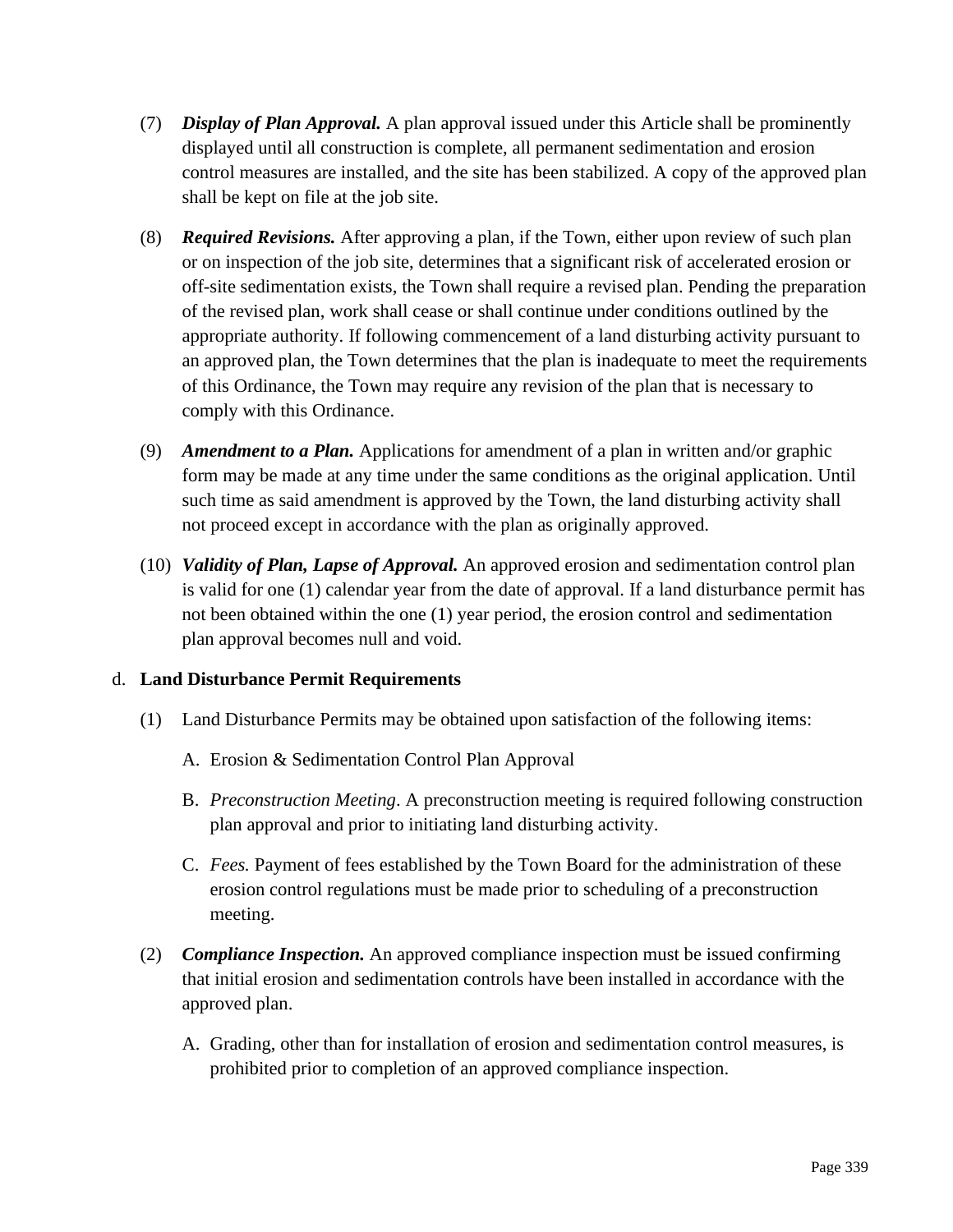(7) ***Display of Plan Approval.*** A plan approval issued under this Article shall be prominently displayed until all construction is complete, all permanent sedimentation and erosion control measures are installed, and the site has been stabilized. A copy of the approved plan shall be kept on file at the job site.

(8) ***Required Revisions.*** After approving a plan, if the Town, either upon review of such plan or on inspection of the job site, determines that a significant risk of accelerated erosion or off-site sedimentation exists, the Town shall require a revised plan. Pending the preparation of the revised plan, work shall cease or shall continue under conditions outlined by the appropriate authority. If following commencement of a land disturbing activity pursuant to an approved plan, the Town determines that the plan is inadequate to meet the requirements of this Ordinance, the Town may require any revision of the plan that is necessary to comply with this Ordinance.

(9) ***Amendment to a Plan.*** Applications for amendment of a plan in written and/or graphic form may be made at any time under the same conditions as the original application. Until such time as said amendment is approved by the Town, the land disturbing activity shall not proceed except in accordance with the plan as originally approved.

(10) ***Validity of Plan, Lapse of Approval.*** An approved erosion and sedimentation control plan is valid for one (1) calendar year from the date of approval. If a land disturbance permit has not been obtained within the one (1) year period, the erosion control and sedimentation plan approval becomes null and void.

d. **Land Disturbance Permit Requirements**

(1) Land Disturbance Permits may be obtained upon satisfaction of the following items:

A. Erosion & Sedimentation Control Plan Approval

B. *Preconstruction Meeting*. A preconstruction meeting is required following construction plan approval and prior to initiating land disturbing activity.

C. *Fees.* Payment of fees established by the Town Board for the administration of these erosion control regulations must be made prior to scheduling of a preconstruction meeting.

(2) ***Compliance Inspection.*** An approved compliance inspection must be issued confirming that initial erosion and sedimentation controls have been installed in accordance with the approved plan.

A. Grading, other than for installation of erosion and sedimentation control measures, is prohibited prior to completion of an approved compliance inspection.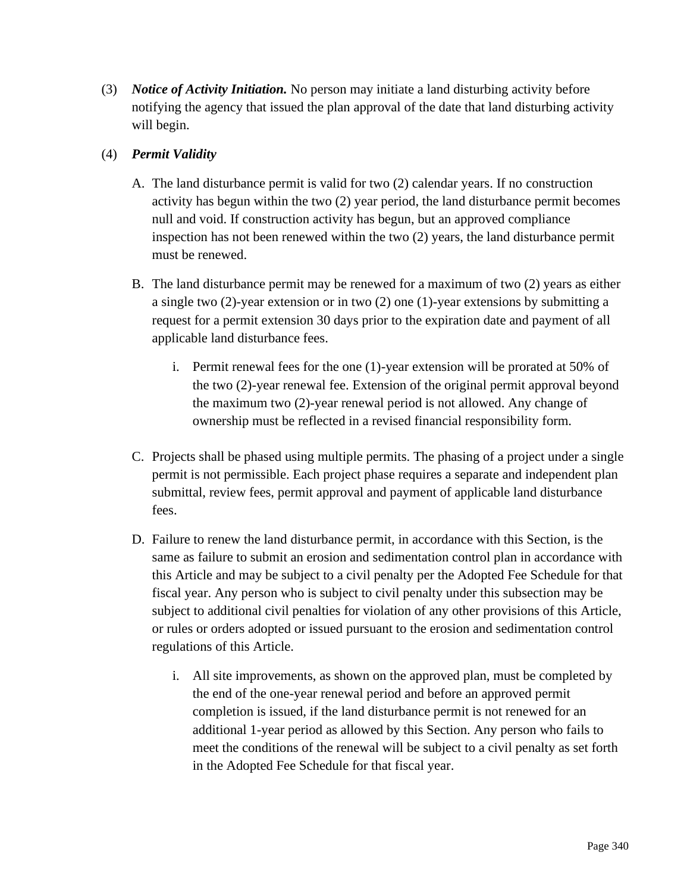(3) ***Notice of Activity Initiation.*** No person may initiate a land disturbing activity before notifying the agency that issued the plan approval of the date that land disturbing activity will begin.

(4) ***Permit Validity***

A. The land disturbance permit is valid for two (2) calendar years. If no construction activity has begun within the two (2) year period, the land disturbance permit becomes null and void. If construction activity has begun, but an approved compliance inspection has not been renewed within the two (2) years, the land disturbance permit must be renewed.

B. The land disturbance permit may be renewed for a maximum of two (2) years as either a single two (2)-year extension or in two (2) one (1)-year extensions by submitting a request for a permit extension 30 days prior to the expiration date and payment of all applicable land disturbance fees.

   i. Permit renewal fees for the one (1)-year extension will be prorated at 50% of the two (2)-year renewal fee. Extension of the original permit approval beyond the maximum two (2)-year renewal period is not allowed. Any change of ownership must be reflected in a revised financial responsibility form.

C. Projects shall be phased using multiple permits. The phasing of a project under a single permit is not permissible. Each project phase requires a separate and independent plan submittal, review fees, permit approval and payment of applicable land disturbance fees.

D. Failure to renew the land disturbance permit, in accordance with this Section, is the same as failure to submit an erosion and sedimentation control plan in accordance with this Article and may be subject to a civil penalty per the Adopted Fee Schedule for that fiscal year. Any person who is subject to civil penalty under this subsection may be subject to additional civil penalties for violation of any other provisions of this Article, or rules or orders adopted or issued pursuant to the erosion and sedimentation control regulations of this Article.

   i. All site improvements, as shown on the approved plan, must be completed by the end of the one-year renewal period and before an approved permit completion is issued, if the land disturbance permit is not renewed for an additional 1-year period as allowed by this Section. Any person who fails to meet the conditions of the renewal will be subject to a civil penalty as set forth in the Adopted Fee Schedule for that fiscal year.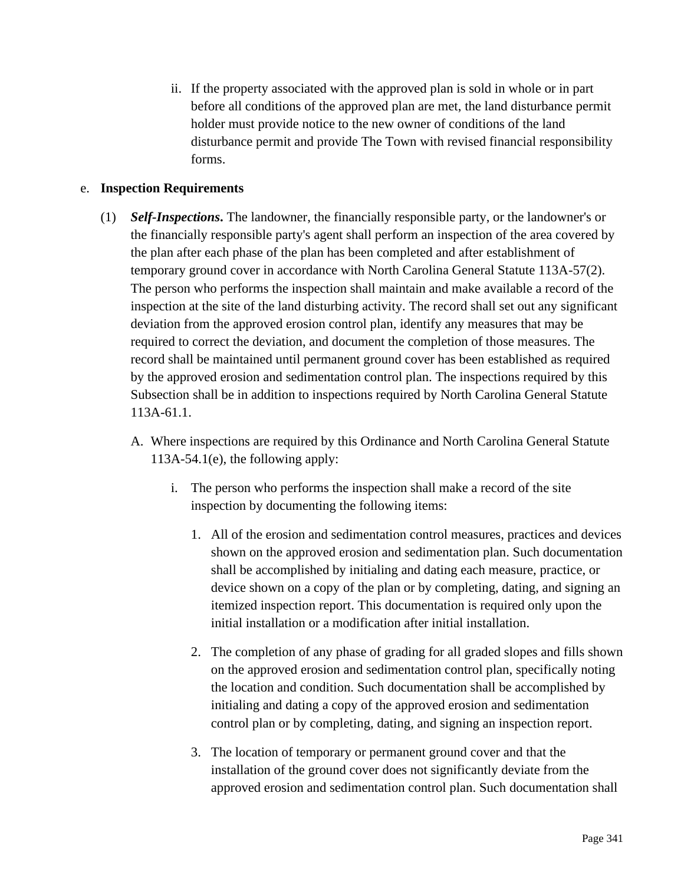ii. If the property associated with the approved plan is sold in whole or in part before all conditions of the approved plan are met, the land disturbance permit holder must provide notice to the new owner of conditions of the land disturbance permit and provide The Town with revised financial responsibility forms.

e. **Inspection Requirements**

(1) ***Self-Inspections*.** The landowner, the financially responsible party, or the landowner's or the financially responsible party's agent shall perform an inspection of the area covered by the plan after each phase of the plan has been completed and after establishment of temporary ground cover in accordance with North Carolina General Statute 113A-57(2). The person who performs the inspection shall maintain and make available a record of the inspection at the site of the land disturbing activity. The record shall set out any significant deviation from the approved erosion control plan, identify any measures that may be required to correct the deviation, and document the completion of those measures. The record shall be maintained until permanent ground cover has been established as required by the approved erosion and sedimentation control plan. The inspections required by this Subsection shall be in addition to inspections required by North Carolina General Statute 113A-61.1.

A. Where inspections are required by this Ordinance and North Carolina General Statute 113A-54.1(e), the following apply:

i. The person who performs the inspection shall make a record of the site inspection by documenting the following items:

1. All of the erosion and sedimentation control measures, practices and devices shown on the approved erosion and sedimentation plan. Such documentation shall be accomplished by initialing and dating each measure, practice, or device shown on a copy of the plan or by completing, dating, and signing an itemized inspection report. This documentation is required only upon the initial installation or a modification after initial installation.

2. The completion of any phase of grading for all graded slopes and fills shown on the approved erosion and sedimentation control plan, specifically noting the location and condition. Such documentation shall be accomplished by initialing and dating a copy of the approved erosion and sedimentation control plan or by completing, dating, and signing an inspection report.

3. The location of temporary or permanent ground cover and that the installation of the ground cover does not significantly deviate from the approved erosion and sedimentation control plan. Such documentation shall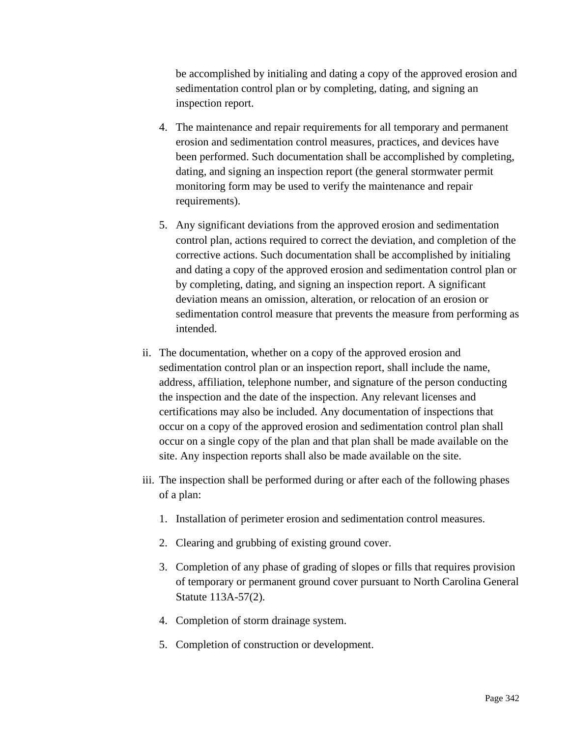be accomplished by initialing and dating a copy of the approved erosion and sedimentation control plan or by completing, dating, and signing an inspection report.

4. The maintenance and repair requirements for all temporary and permanent erosion and sedimentation control measures, practices, and devices have been performed. Such documentation shall be accomplished by completing, dating, and signing an inspection report (the general stormwater permit monitoring form may be used to verify the maintenance and repair requirements).

5. Any significant deviations from the approved erosion and sedimentation control plan, actions required to correct the deviation, and completion of the corrective actions. Such documentation shall be accomplished by initialing and dating a copy of the approved erosion and sedimentation control plan or by completing, dating, and signing an inspection report. A significant deviation means an omission, alteration, or relocation of an erosion or sedimentation control measure that prevents the measure from performing as intended.

ii. The documentation, whether on a copy of the approved erosion and sedimentation control plan or an inspection report, shall include the name, address, affiliation, telephone number, and signature of the person conducting the inspection and the date of the inspection. Any relevant licenses and certifications may also be included. Any documentation of inspections that occur on a copy of the approved erosion and sedimentation control plan shall occur on a single copy of the plan and that plan shall be made available on the site. Any inspection reports shall also be made available on the site.

iii. The inspection shall be performed during or after each of the following phases of a plan:

1. Installation of perimeter erosion and sedimentation control measures.

2. Clearing and grubbing of existing ground cover.

3. Completion of any phase of grading of slopes or fills that requires provision of temporary or permanent ground cover pursuant to North Carolina General Statute 113A-57(2).

4. Completion of storm drainage system.

5. Completion of construction or development.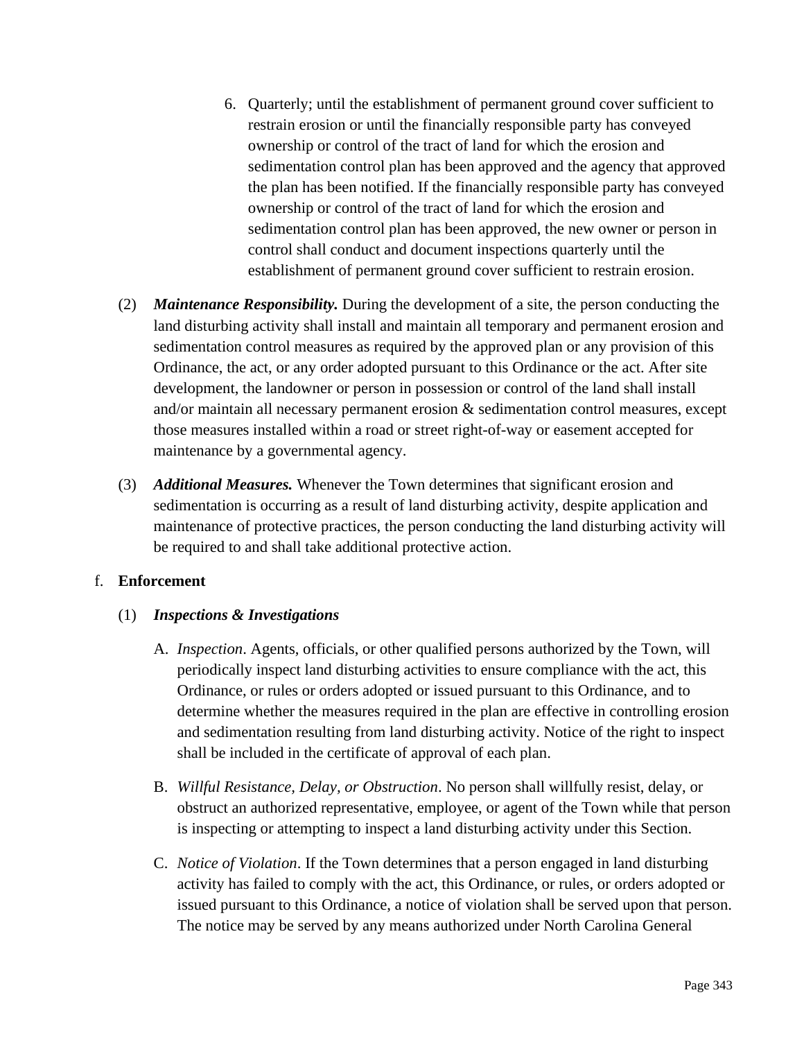6. Quarterly; until the establishment of permanent ground cover sufficient to restrain erosion or until the financially responsible party has conveyed ownership or control of the tract of land for which the erosion and sedimentation control plan has been approved and the agency that approved the plan has been notified. If the financially responsible party has conveyed ownership or control of the tract of land for which the erosion and sedimentation control plan has been approved, the new owner or person in control shall conduct and document inspections quarterly until the establishment of permanent ground cover sufficient to restrain erosion.

(2) ***Maintenance Responsibility.*** During the development of a site, the person conducting the land disturbing activity shall install and maintain all temporary and permanent erosion and sedimentation control measures as required by the approved plan or any provision of this Ordinance, the act, or any order adopted pursuant to this Ordinance or the act. After site development, the landowner or person in possession or control of the land shall install and/or maintain all necessary permanent erosion & sedimentation control measures, except those measures installed within a road or street right-of-way or easement accepted for maintenance by a governmental agency.

(3) ***Additional Measures.*** Whenever the Town determines that significant erosion and sedimentation is occurring as a result of land disturbing activity, despite application and maintenance of protective practices, the person conducting the land disturbing activity will be required to and shall take additional protective action.

f. **Enforcement**

(1) ***Inspections & Investigations***

A. *Inspection*. Agents, officials, or other qualified persons authorized by the Town, will periodically inspect land disturbing activities to ensure compliance with the act, this Ordinance, or rules or orders adopted or issued pursuant to this Ordinance, and to determine whether the measures required in the plan are effective in controlling erosion and sedimentation resulting from land disturbing activity. Notice of the right to inspect shall be included in the certificate of approval of each plan.

B. *Willful Resistance, Delay, or Obstruction*. No person shall willfully resist, delay, or obstruct an authorized representative, employee, or agent of the Town while that person is inspecting or attempting to inspect a land disturbing activity under this Section.

C. *Notice of Violation*. If the Town determines that a person engaged in land disturbing activity has failed to comply with the act, this Ordinance, or rules, or orders adopted or issued pursuant to this Ordinance, a notice of violation shall be served upon that person. The notice may be served by any means authorized under North Carolina General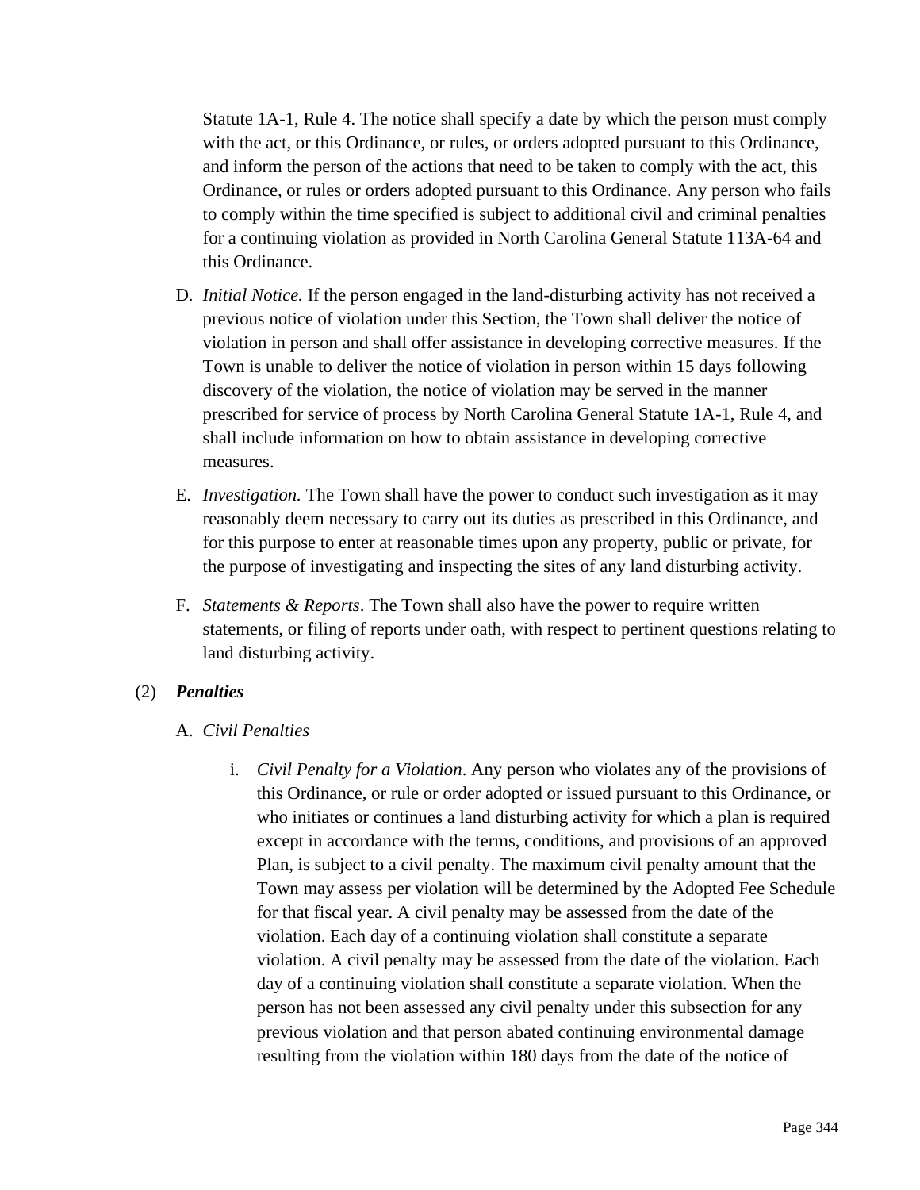Statute 1A-1, Rule 4. The notice shall specify a date by which the person must comply with the act, or this Ordinance, or rules, or orders adopted pursuant to this Ordinance, and inform the person of the actions that need to be taken to comply with the act, this Ordinance, or rules or orders adopted pursuant to this Ordinance. Any person who fails to comply within the time specified is subject to additional civil and criminal penalties for a continuing violation as provided in North Carolina General Statute 113A-64 and this Ordinance.

D. *Initial Notice.* If the person engaged in the land-disturbing activity has not received a previous notice of violation under this Section, the Town shall deliver the notice of violation in person and shall offer assistance in developing corrective measures. If the Town is unable to deliver the notice of violation in person within 15 days following discovery of the violation, the notice of violation may be served in the manner prescribed for service of process by North Carolina General Statute 1A-1, Rule 4, and shall include information on how to obtain assistance in developing corrective measures.

E. *Investigation.* The Town shall have the power to conduct such investigation as it may reasonably deem necessary to carry out its duties as prescribed in this Ordinance, and for this purpose to enter at reasonable times upon any property, public or private, for the purpose of investigating and inspecting the sites of any land disturbing activity.

F. *Statements & Reports*. The Town shall also have the power to require written statements, or filing of reports under oath, with respect to pertinent questions relating to land disturbing activity.

(2) ***Penalties***

A. *Civil Penalties*

i. *Civil Penalty for a Violation*. Any person who violates any of the provisions of this Ordinance, or rule or order adopted or issued pursuant to this Ordinance, or who initiates or continues a land disturbing activity for which a plan is required except in accordance with the terms, conditions, and provisions of an approved Plan, is subject to a civil penalty. The maximum civil penalty amount that the Town may assess per violation will be determined by the Adopted Fee Schedule for that fiscal year. A civil penalty may be assessed from the date of the violation. Each day of a continuing violation shall constitute a separate violation. A civil penalty may be assessed from the date of the violation. Each day of a continuing violation shall constitute a separate violation. When the person has not been assessed any civil penalty under this subsection for any previous violation and that person abated continuing environmental damage resulting from the violation within 180 days from the date of the notice of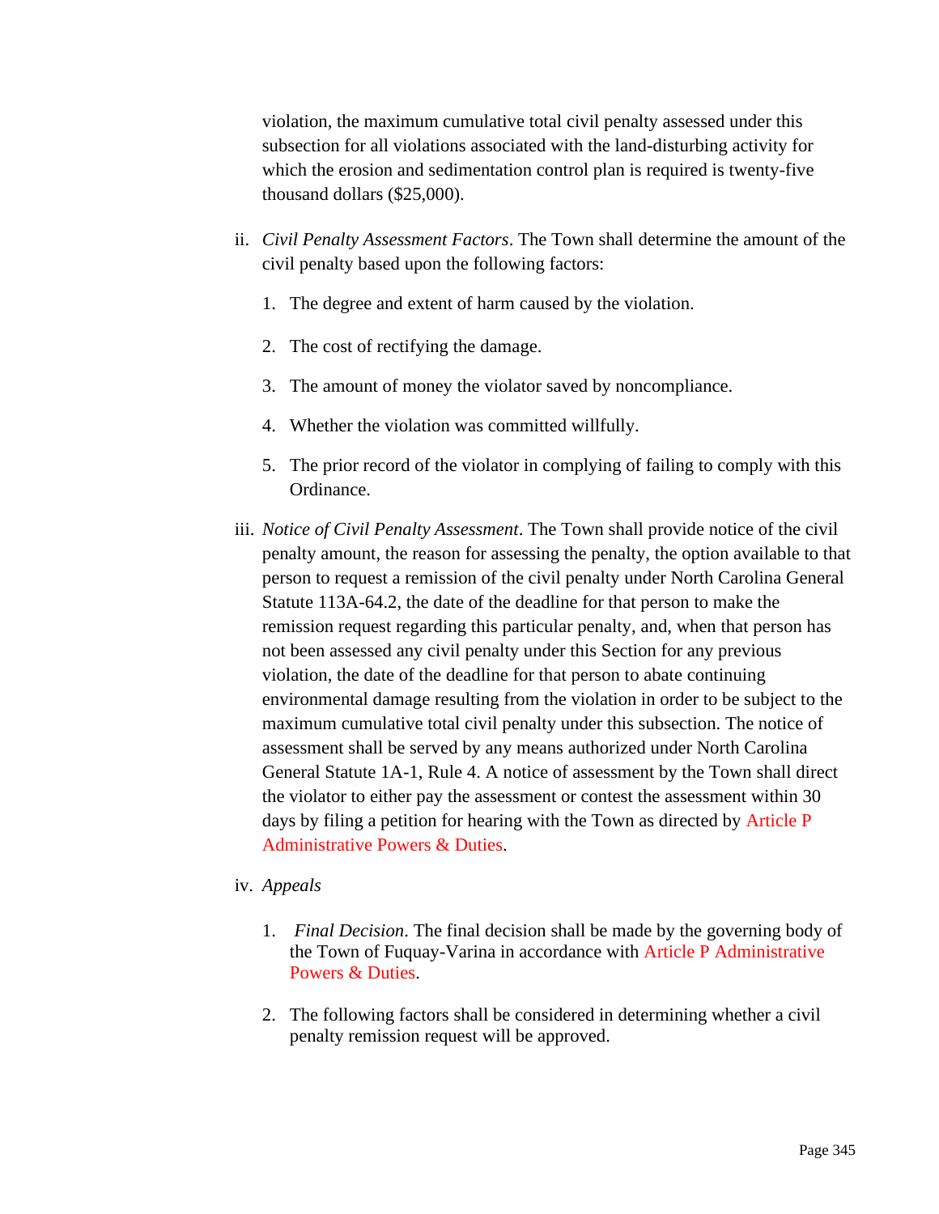violation, the maximum cumulative total civil penalty assessed under this subsection for all violations associated with the land-disturbing activity for which the erosion and sedimentation control plan is required is twenty-five thousand dollars ($25,000).

ii. *Civil Penalty Assessment Factors*. The Town shall determine the amount of the civil penalty based upon the following factors:

   1. The degree and extent of harm caused by the violation.

   2. The cost of rectifying the damage.

   3. The amount of money the violator saved by noncompliance.

   4. Whether the violation was committed willfully.

   5. The prior record of the violator in complying of failing to comply with this Ordinance.

iii. *Notice of Civil Penalty Assessment*. The Town shall provide notice of the civil penalty amount, the reason for assessing the penalty, the option available to that person to request a remission of the civil penalty under North Carolina General Statute 113A-64.2, the date of the deadline for that person to make the remission request regarding this particular penalty, and, when that person has not been assessed any civil penalty under this Section for any previous violation, the date of the deadline for that person to abate continuing environmental damage resulting from the violation in order to be subject to the maximum cumulative total civil penalty under this subsection. The notice of assessment shall be served by any means authorized under North Carolina General Statute 1A-1, Rule 4. A notice of assessment by the Town shall direct the violator to either pay the assessment or contest the assessment within 30 days by filing a petition for hearing with the Town as directed by Article P Administrative Powers & Duties.

iv. *Appeals*

   1. *Final Decision*. The final decision shall be made by the governing body of the Town of Fuquay-Varina in accordance with Article P Administrative Powers & Duties.

   2. The following factors shall be considered in determining whether a civil penalty remission request will be approved.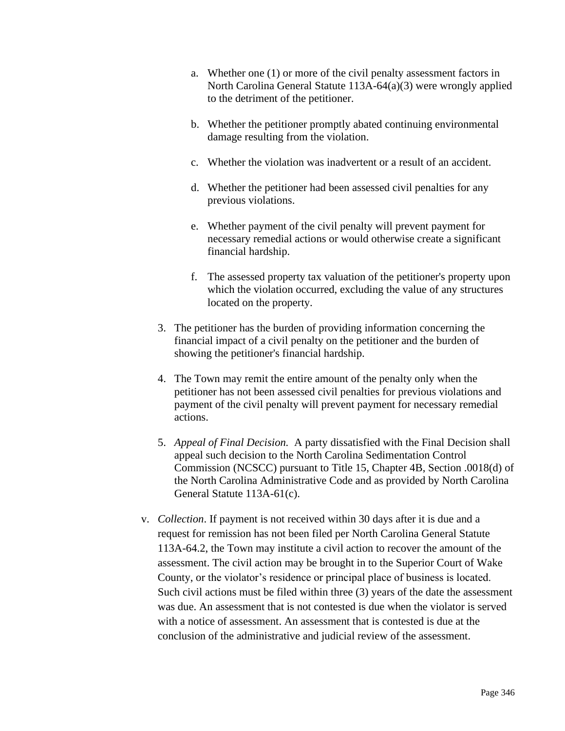a. Whether one (1) or more of the civil penalty assessment factors in North Carolina General Statute 113A-64(a)(3) were wrongly applied to the detriment of the petitioner.

b. Whether the petitioner promptly abated continuing environmental damage resulting from the violation.

c. Whether the violation was inadvertent or a result of an accident.

d. Whether the petitioner had been assessed civil penalties for any previous violations.

e. Whether payment of the civil penalty will prevent payment for necessary remedial actions or would otherwise create a significant financial hardship.

f. The assessed property tax valuation of the petitioner's property upon which the violation occurred, excluding the value of any structures located on the property.

3. The petitioner has the burden of providing information concerning the financial impact of a civil penalty on the petitioner and the burden of showing the petitioner's financial hardship.

4. The Town may remit the entire amount of the penalty only when the petitioner has not been assessed civil penalties for previous violations and payment of the civil penalty will prevent payment for necessary remedial actions.

5. *Appeal of Final Decision.* A party dissatisfied with the Final Decision shall appeal such decision to the North Carolina Sedimentation Control Commission (NCSCC) pursuant to Title 15, Chapter 4B, Section .0018(d) of the North Carolina Administrative Code and as provided by North Carolina General Statute 113A-61(c).

v. *Collection*. If payment is not received within 30 days after it is due and a request for remission has not been filed per North Carolina General Statute 113A-64.2, the Town may institute a civil action to recover the amount of the assessment. The civil action may be brought in to the Superior Court of Wake County, or the violator's residence or principal place of business is located. Such civil actions must be filed within three (3) years of the date the assessment was due. An assessment that is not contested is due when the violator is served with a notice of assessment. An assessment that is contested is due at the conclusion of the administrative and judicial review of the assessment.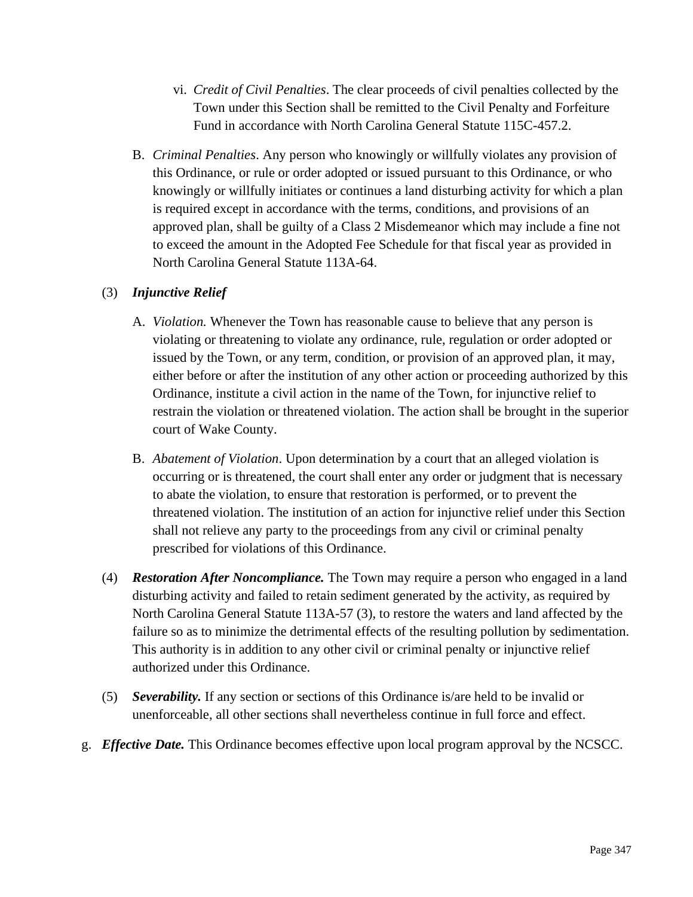vi. *Credit of Civil Penalties*. The clear proceeds of civil penalties collected by the Town under this Section shall be remitted to the Civil Penalty and Forfeiture Fund in accordance with North Carolina General Statute 115C-457.2.

B. *Criminal Penalties*. Any person who knowingly or willfully violates any provision of this Ordinance, or rule or order adopted or issued pursuant to this Ordinance, or who knowingly or willfully initiates or continues a land disturbing activity for which a plan is required except in accordance with the terms, conditions, and provisions of an approved plan, shall be guilty of a Class 2 Misdemeanor which may include a fine not to exceed the amount in the Adopted Fee Schedule for that fiscal year as provided in North Carolina General Statute 113A-64.

(3) ***Injunctive Relief***

A. *Violation.* Whenever the Town has reasonable cause to believe that any person is violating or threatening to violate any ordinance, rule, regulation or order adopted or issued by the Town, or any term, condition, or provision of an approved plan, it may, either before or after the institution of any other action or proceeding authorized by this Ordinance, institute a civil action in the name of the Town, for injunctive relief to restrain the violation or threatened violation. The action shall be brought in the superior court of Wake County.

B. *Abatement of Violation*. Upon determination by a court that an alleged violation is occurring or is threatened, the court shall enter any order or judgment that is necessary to abate the violation, to ensure that restoration is performed, or to prevent the threatened violation. The institution of an action for injunctive relief under this Section shall not relieve any party to the proceedings from any civil or criminal penalty prescribed for violations of this Ordinance.

(4) ***Restoration After Noncompliance.*** The Town may require a person who engaged in a land disturbing activity and failed to retain sediment generated by the activity, as required by North Carolina General Statute 113A-57 (3), to restore the waters and land affected by the failure so as to minimize the detrimental effects of the resulting pollution by sedimentation. This authority is in addition to any other civil or criminal penalty or injunctive relief authorized under this Ordinance.

(5) ***Severability.*** If any section or sections of this Ordinance is/are held to be invalid or unenforceable, all other sections shall nevertheless continue in full force and effect.

g. ***Effective Date.*** This Ordinance becomes effective upon local program approval by the NCSCC.